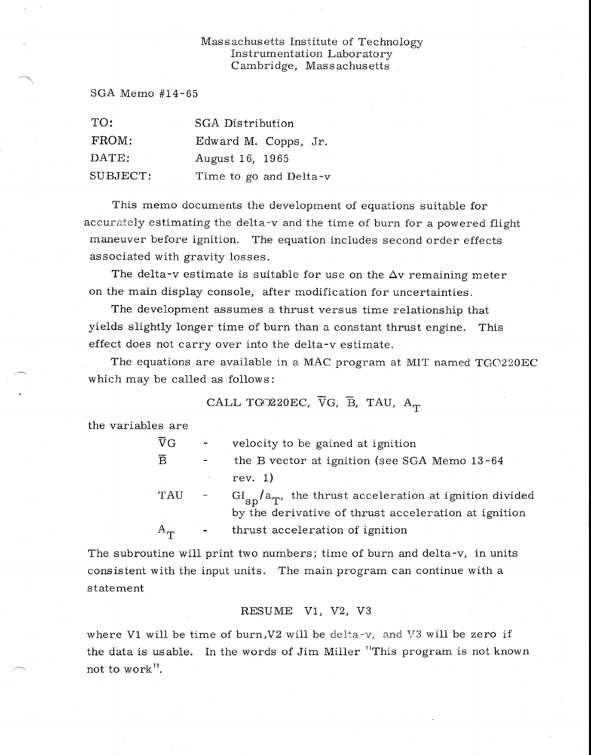Massachusetts Institute of Technology
Instrumentation Laboratory
Cambridge, Massachusetts

SGA Memo #14-65

| | |
|---|---|
| TO: | SGA Distribution |
| FROM: | Edward M. Copps, Jr. |
| DATE: | August 16, 1965 |
| SUBJECT: | Time to go and Delta-v |

This memo documents the development of equations suitable for accurately estimating the delta-v and the time of burn for a powered flight maneuver before ignition. The equation includes second order effects associated with gravity losses.

The delta-v estimate is suitable for use on the $\Delta v$ remaining meter on the main display console, after modification for uncertainties.

The development assumes a thrust versus time relationship that yields slightly longer time of burn than a constant thrust engine. This effect does not carry over into the delta-v estimate.

The equations are available in a MAC program at MIT named TGO220EC which may be called as follows:

CALL TGO220EC, $\overline{V}G$, $\overline{B}$, TAU, $A_T$

the variables are

| | | |
|---|---|---|
| $\overline{V}G$ | - | velocity to be gained at ignition |
| $\overline{B}$ | - | the B vector at ignition (see SGA Memo 13-64 rev. 1) |
| TAU | - | $GI_{sp}/a_T$, the thrust acceleration at ignition divided by the derivative of thrust acceleration at ignition |
| $A_T$ | - | thrust acceleration of ignition |

The subroutine will print two numbers; time of burn and delta-v, in units consistent with the input units. The main program can continue with a statement

RESUME V1, V2, V3

where V1 will be time of burn, V2 will be delta-v, and V3 will be zero if the data is usable. In the words of Jim Miller "This program is not known not to work".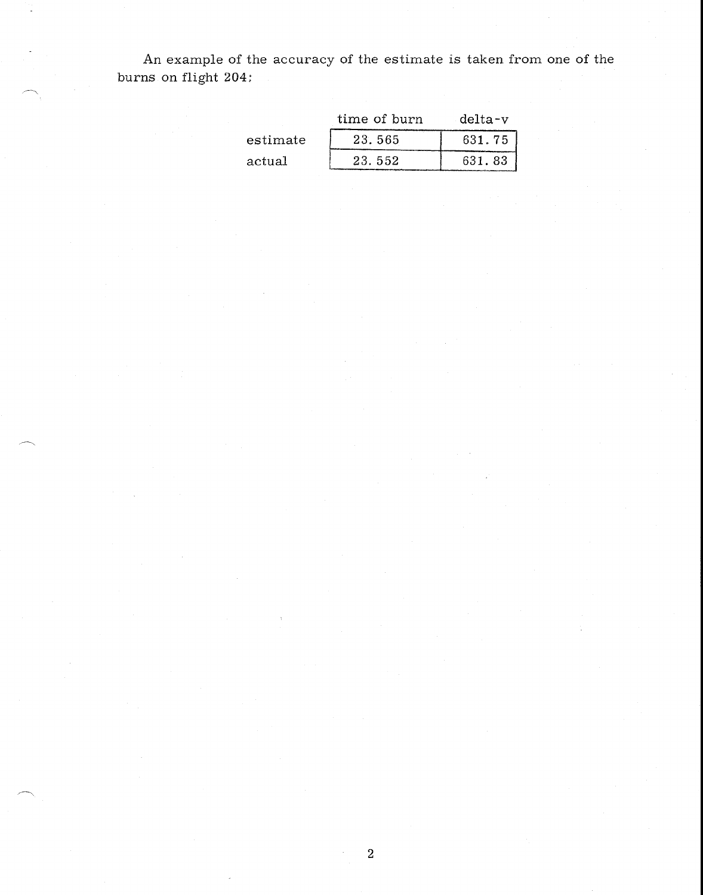An example of the accuracy of the estimate is taken from one of the burns on flight 204:

| | time of burn | delta-v |
|---|---|---|
| estimate | 23.565 | 631.75 |
| actual | 23.552 | 631.83 |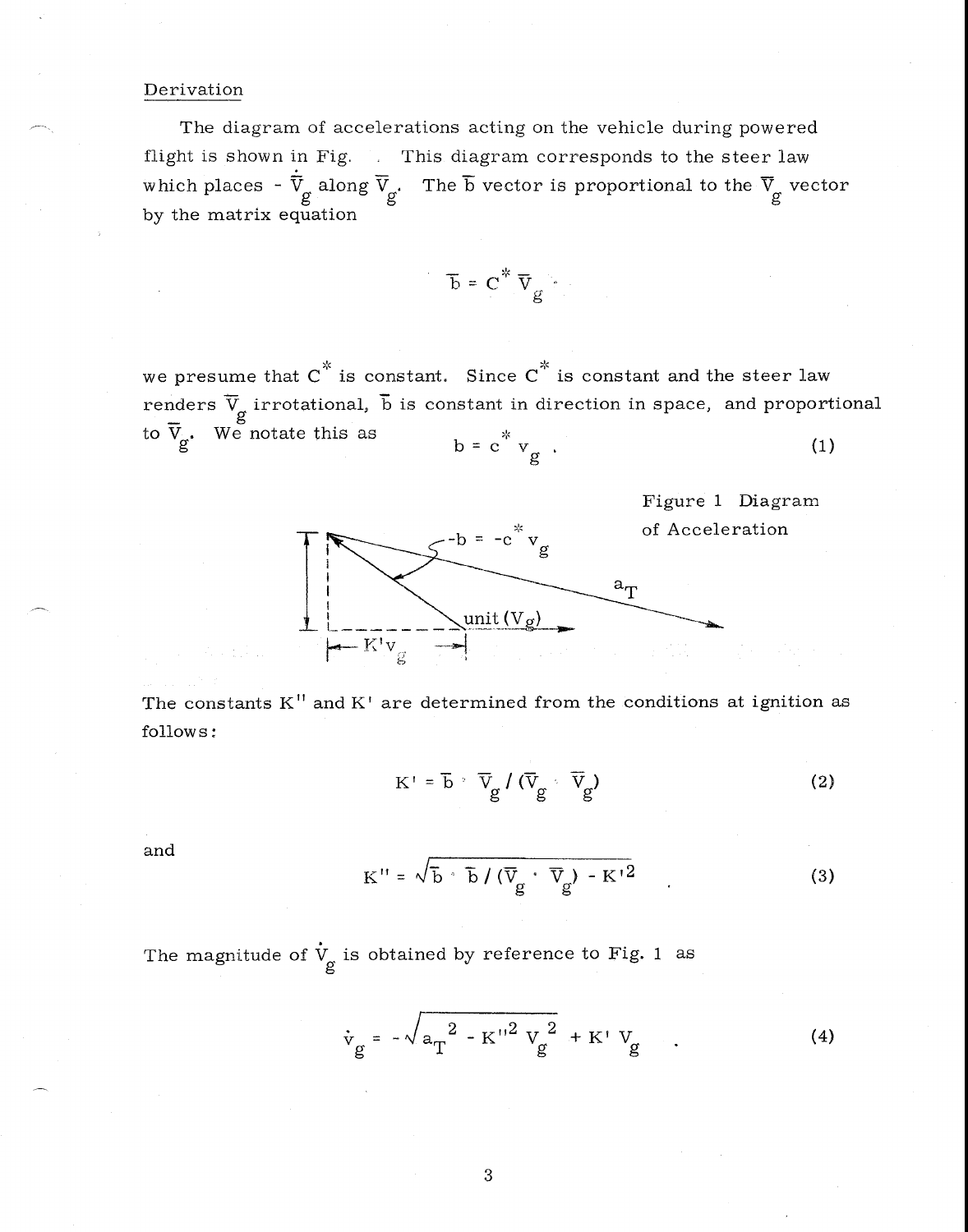## Derivation

The diagram of accelerations acting on the vehicle during powered flight is shown in Fig. . This diagram corresponds to the steer law which places $-\dot{\overline{V}}_g$ along $\overline{V}_g$. The $\overline{b}$ vector is proportional to the $\overline{V}_g$ vector by the matrix equation

$$\overline{b} = C^* \, \overline{V}_g$$

we presume that $C^*$ is constant. Since $C^*$ is constant and the steer law renders $\overline{V}_g$ irrotational, $\overline{b}$ is constant in direction in space, and proportional to $\overline{V}_g$. We notate this as

$$b = c^* \, v_g \ . \tag{1}$$

Figure 1 Diagram of Acceleration

The constants $K''$ and $K'$ are determined from the conditions at ignition as follows:

$$K' = \overline{b} \cdot \overline{V}_g \,/\, (\overline{V}_g \cdot \overline{V}_g) \tag{2}$$

and

$$K'' = \sqrt{\overline{b} \cdot \overline{b} \,/\, (\overline{V}_g \cdot \overline{V}_g) - K'^2} \tag{3}$$

The magnitude of $\dot{V}_g$ is obtained by reference to Fig. 1 as

$$\dot{v}_g = -\sqrt{a_T^{\,2} - K''^2 \, V_g^{\,2}} + K' \, V_g \ . \tag{4}$$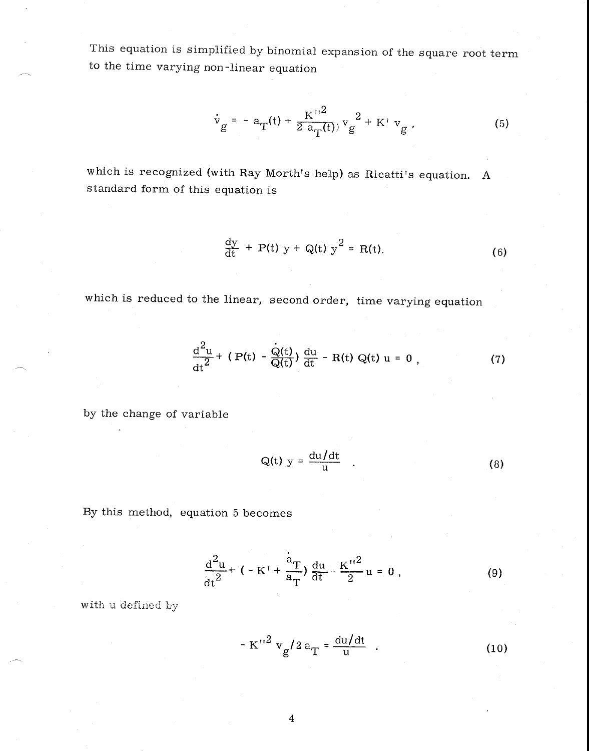This equation is simplified by binomial expansion of the square root term to the time varying non-linear equation

$$\dot{v}_g = - a_T(t) + \frac{K''^2}{2\, a_T(t))} v_g^{\,2} + K' v_g \, , \tag{5}$$

which is recognized (with Ray Morth's help) as Ricatti's equation. A standard form of this equation is

$$\frac{dy}{dt} + P(t)\, y + Q(t)\, y^2 = R(t). \tag{6}$$

which is reduced to the linear, second order, time varying equation

$$\frac{d^2u}{dt^2} + \left( P(t) - \frac{\dot{Q}(t)}{Q(t)} \right) \frac{du}{dt} - R(t)\, Q(t)\, u = 0 \, , \tag{7}$$

by the change of variable

$$Q(t)\, y = \frac{du/dt}{u} \quad . \tag{8}$$

By this method, equation 5 becomes

$$\frac{d^2u}{dt^2} + \left( - K' + \frac{\dot{a}_T}{a_T} \right) \frac{du}{dt} - \frac{K''^2}{2} u = 0 \, , \tag{9}$$

with u defined by

$$- K''^2\, v_g / 2\, a_T = \frac{du/dt}{u} \quad . \tag{10}$$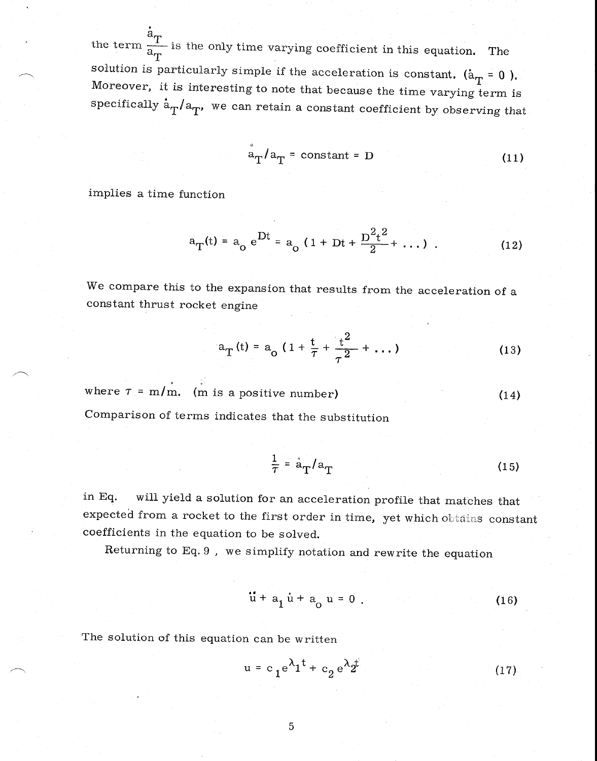the term $\frac{\dot{a}_T}{a_T}$ is the only time varying coefficient in this equation. The solution is particularly simple if the acceleration is constant. ($\dot{a}_T = 0$ ). Moreover, it is interesting to note that because the time varying term is specifically $\dot{a}_T/a_T$, we can retain a constant coefficient by observing that

$$\dot{a}_T/a_T = \text{constant} = D \tag{11}$$

implies a time function

$$a_T(t) = a_o\, e^{Dt} = a_o\, (1 + Dt + \frac{D^2 t^2}{2} + \ldots) \ . \tag{12}$$

We compare this to the expansion that results from the acceleration of a constant thrust rocket engine

$$a_T(t) = a_o\, (1 + \frac{t}{\tau} + \frac{t^2}{\tau^2} + \ldots) \tag{13}$$

where $\tau = m/\dot{m}$. ($\dot{m}$ is a positive number) (14)

Comparison of terms indicates that the substitution

$$\frac{1}{\tau} = \dot{a}_T/a_T \tag{15}$$

in Eq. will yield a solution for an acceleration profile that matches that expected from a rocket to the first order in time, yet which obtains constant coefficients in the equation to be solved.

Returning to Eq. 9 , we simplify notation and rewrite the equation

$$\ddot{u} + a_1\, \dot{u} + a_o\, u = 0 \ . \tag{16}$$

The solution of this equation can be written

$$u = c_1 e^{\lambda_1 t} + c_2\, e^{\lambda_2 t} \tag{17}$$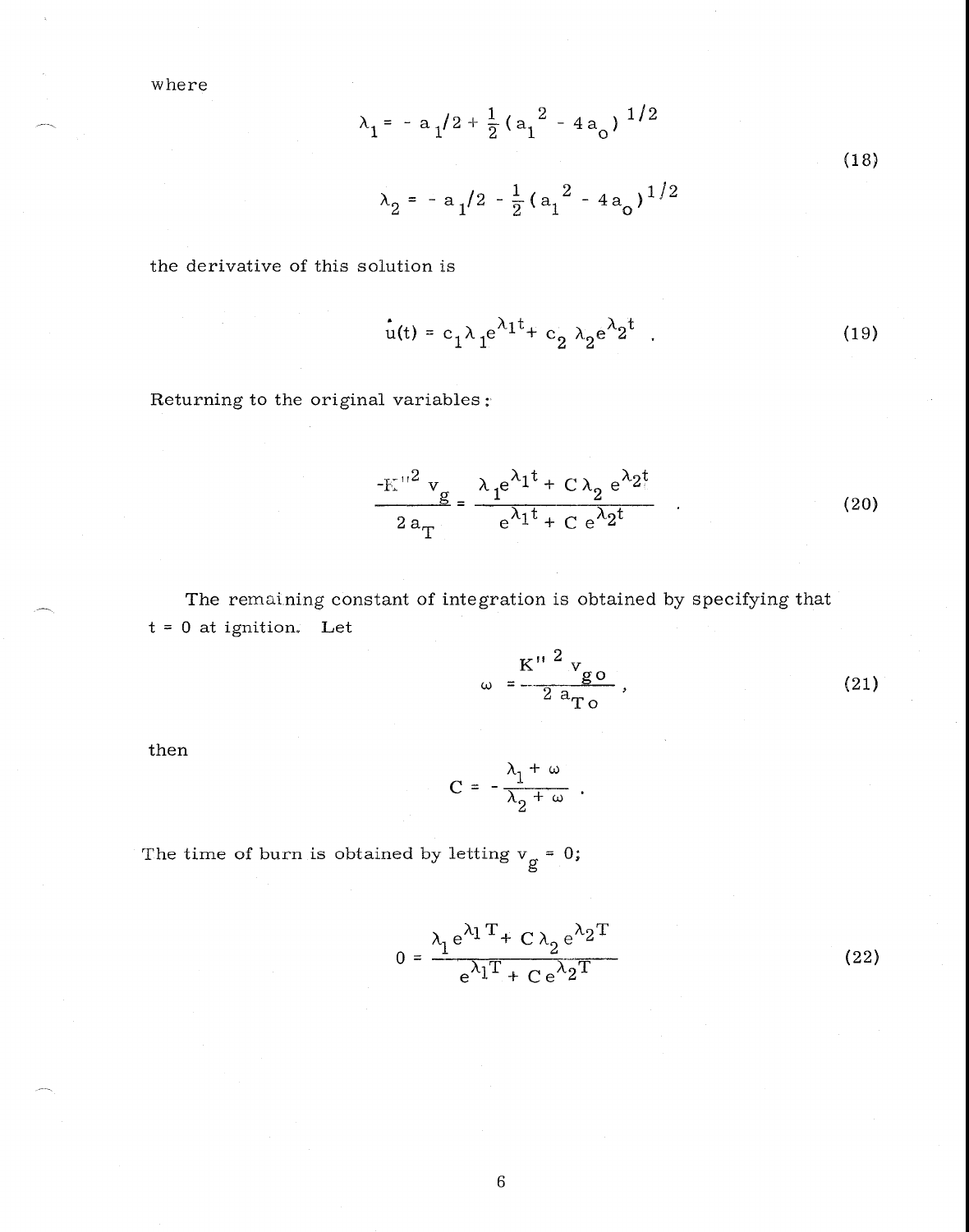where

$$\lambda_1 = -a_1/2 + \frac{1}{2}(a_1^2 - 4a_o)^{1/2}$$

$$\lambda_2 = -a_1/2 - \frac{1}{2}(a_1^2 - 4a_o)^{1/2} \tag{18}$$

the derivative of this solution is

$$\dot{u}(t) = c_1 \lambda_1 e^{\lambda_1 t} + c_2 \lambda_2 e^{\lambda_2 t} \quad . \tag{19}$$

Returning to the original variables:

$$\frac{-K''^2 v_g}{2 a_T} = \frac{\lambda_1 e^{\lambda_1 t} + C \lambda_2 e^{\lambda_2 t}}{e^{\lambda_1 t} + C e^{\lambda_2 t}} \quad . \tag{20}$$

The remaining constant of integration is obtained by specifying that $t = 0$ at ignition. Let

$$\omega = \frac{K''^2 v_{go}}{2 a_{To}} \, , \tag{21}$$

then

$$C = -\frac{\lambda_1 + \omega}{\lambda_2 + \omega} \quad .$$

The time of burn is obtained by letting $v_g = 0$;

$$0 = \frac{\lambda_1 e^{\lambda_1 T} + C \lambda_2 e^{\lambda_2 T}}{e^{\lambda_1 T} + C e^{\lambda_2 T}} \tag{22}$$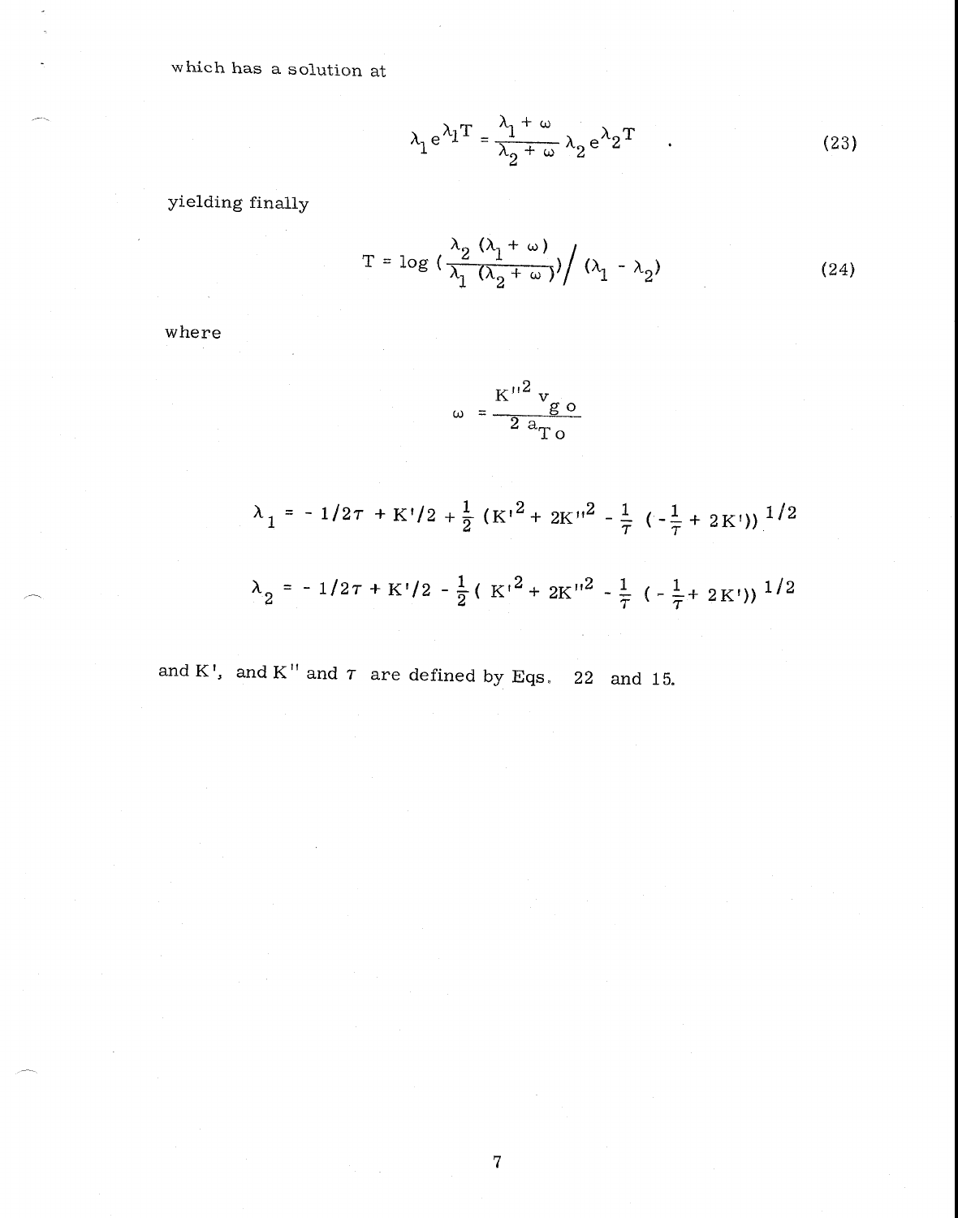which has a solution at

$$\lambda_1 e^{\lambda_1 T} = \frac{\lambda_1 + \omega}{\lambda_2 + \omega} \lambda_2 e^{\lambda_2 T} \quad . \tag{23}$$

yielding finally

$$T = \log \left( \frac{\lambda_2 (\lambda_1 + \omega)}{\lambda_1 (\lambda_2 + \omega)} \right) \Big/ (\lambda_1 - \lambda_2) \tag{24}$$

where

$$\omega = \frac{K''^2 v_{g\,o}}{2\, a_{T\,o}}$$

$$\lambda_1 = - 1/2\tau + K'/2 + \frac{1}{2} \left( K'^2 + 2K''^2 - \frac{1}{\tau} \left( - \frac{1}{\tau} + 2K' \right) \right)^{1/2}$$

$$\lambda_2 = - 1/2\tau + K'/2 - \frac{1}{2} \left( K'^2 + 2K''^2 - \frac{1}{\tau} \left( - \frac{1}{\tau} + 2K' \right) \right)^{1/2}$$

and $K'$, and $K''$ and $\tau$ are defined by Eqs. 22 and 15.